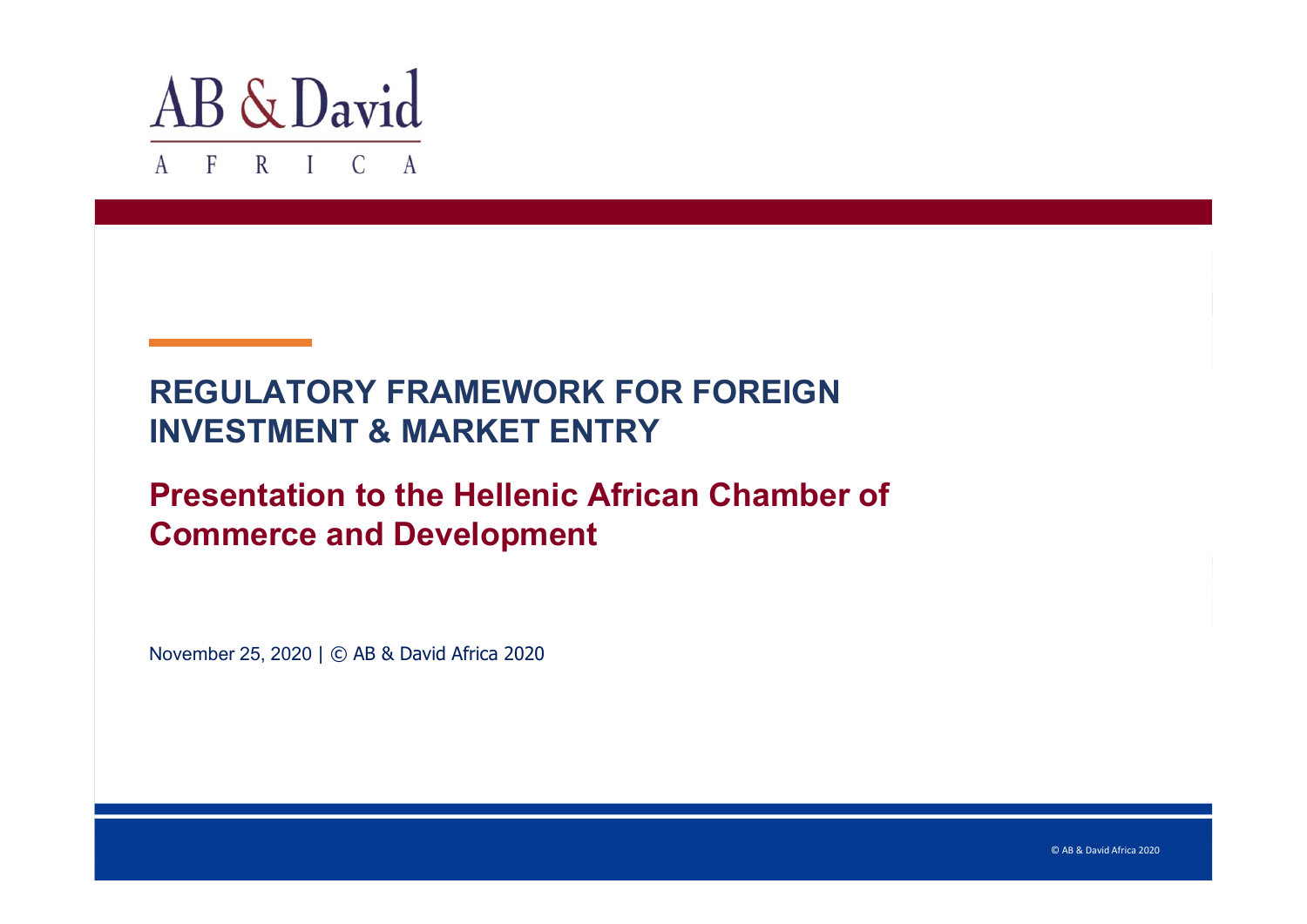AB & David

AFRICA

# REGULATORY FRAMEWORK FOR FOREIGN INVESTMENT & MARKET ENTRY

## Presentation to the Hellenic African Chamber of Commerce and Development

November 25, 2020 | © AB & David Africa 2020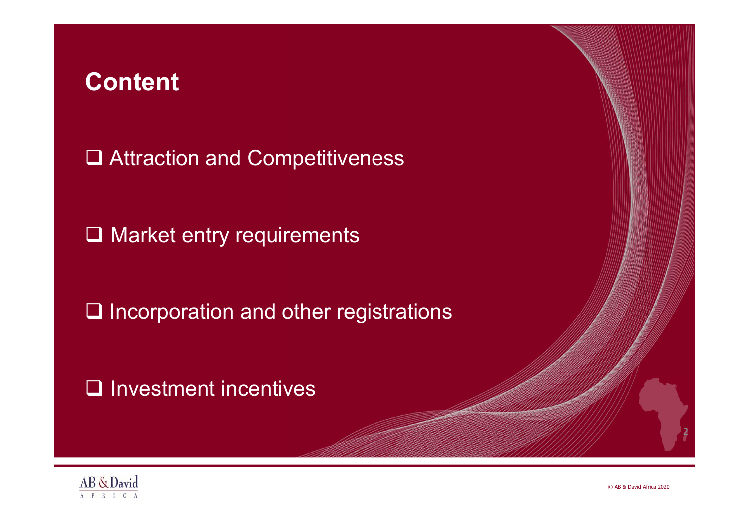# Content

- Attraction and Competitiveness
- Market entry requirements
- Incorporation and other registrations
- Investment incentives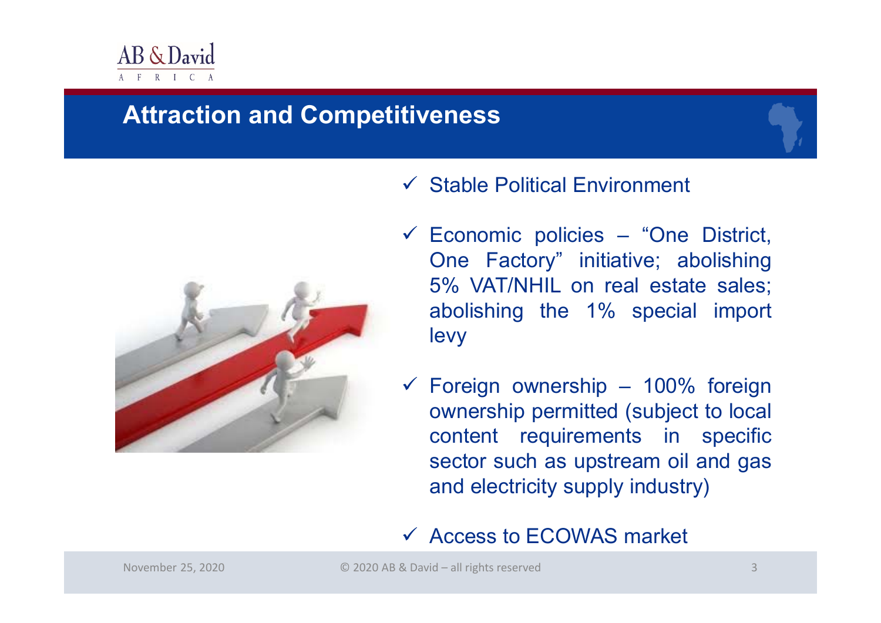# Attraction and Competitiveness

- ✓ Stable Political Environment
- ✓ Economic policies – "One District, One Factory" initiative; abolishing 5% VAT/NHIL on real estate sales; abolishing the 1% special import levy
- ✓ Foreign ownership – 100% foreign ownership permitted (subject to local content requirements in specific sector such as upstream oil and gas and electricity supply industry)
- ✓ Access to ECOWAS market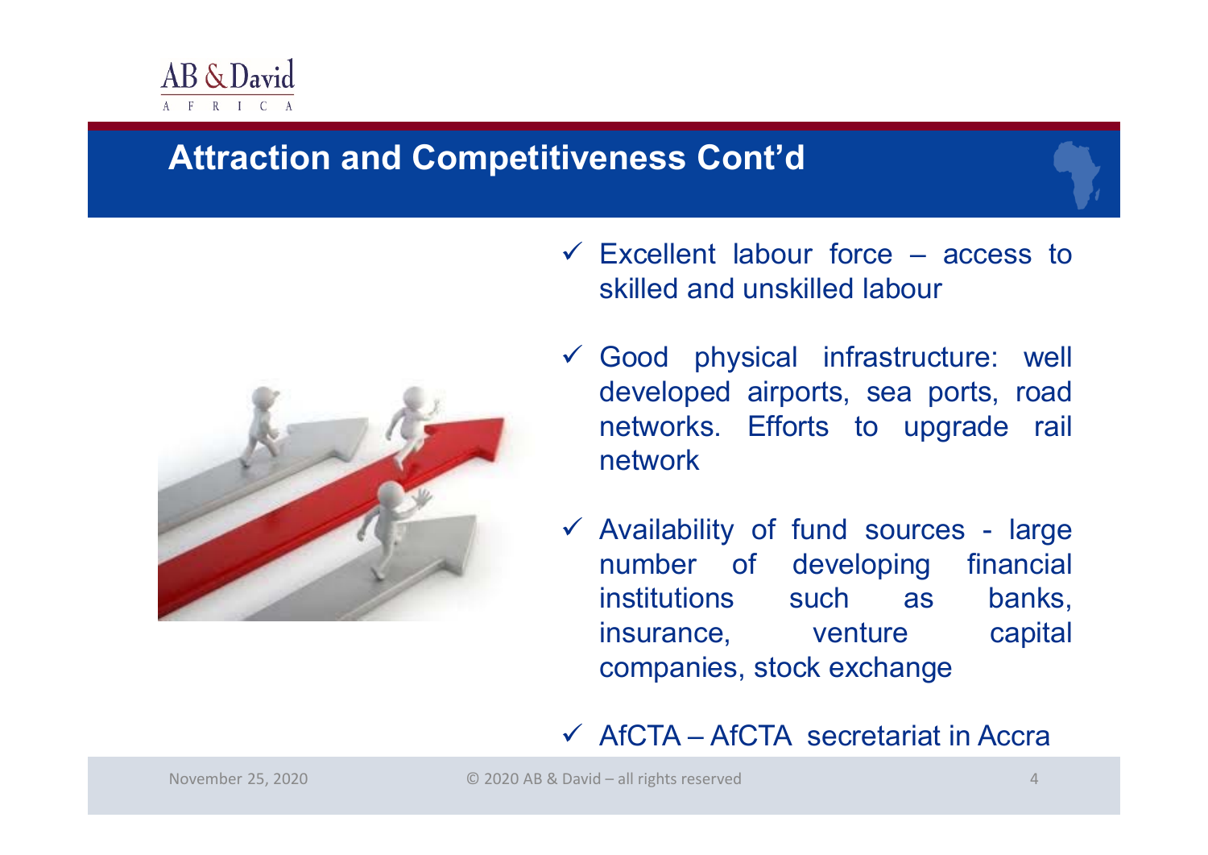## Attraction and Competitiveness Cont'd

- ✓ Excellent labour force – access to skilled and unskilled labour
- ✓ Good physical infrastructure: well developed airports, sea ports, road networks. Efforts to upgrade rail network
- ✓ Availability of fund sources - large number of developing financial institutions such as banks, insurance, venture capital companies, stock exchange
- ✓ AfCTA – AfCTA secretariat in Accra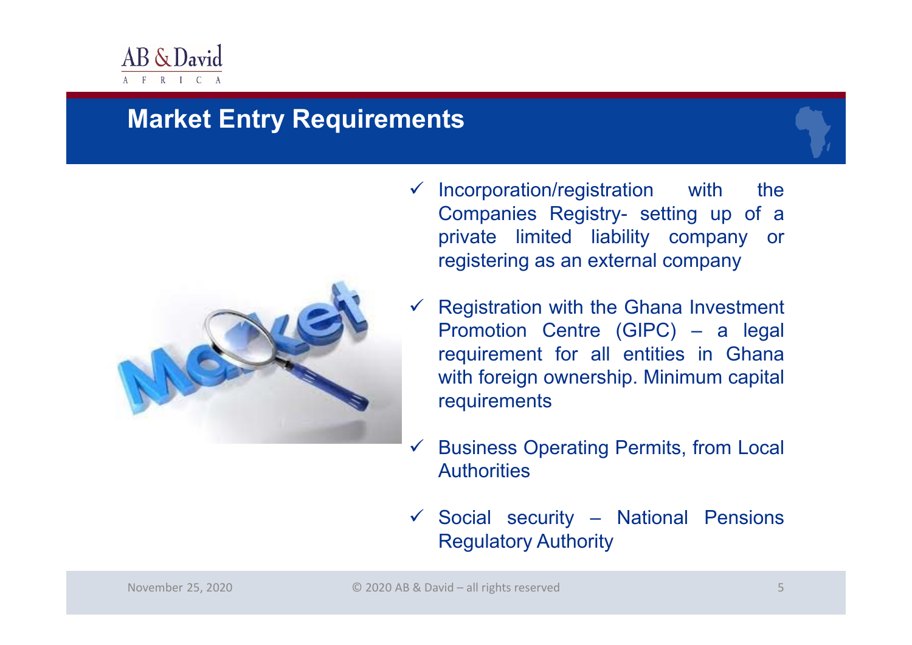# Market Entry Requirements

- ✓ Incorporation/registration with the Companies Registry- setting up of a private limited liability company or registering as an external company
- ✓ Registration with the Ghana Investment Promotion Centre (GIPC) – a legal requirement for all entities in Ghana with foreign ownership. Minimum capital requirements
- ✓ Business Operating Permits, from Local Authorities
- ✓ Social security – National Pensions Regulatory Authority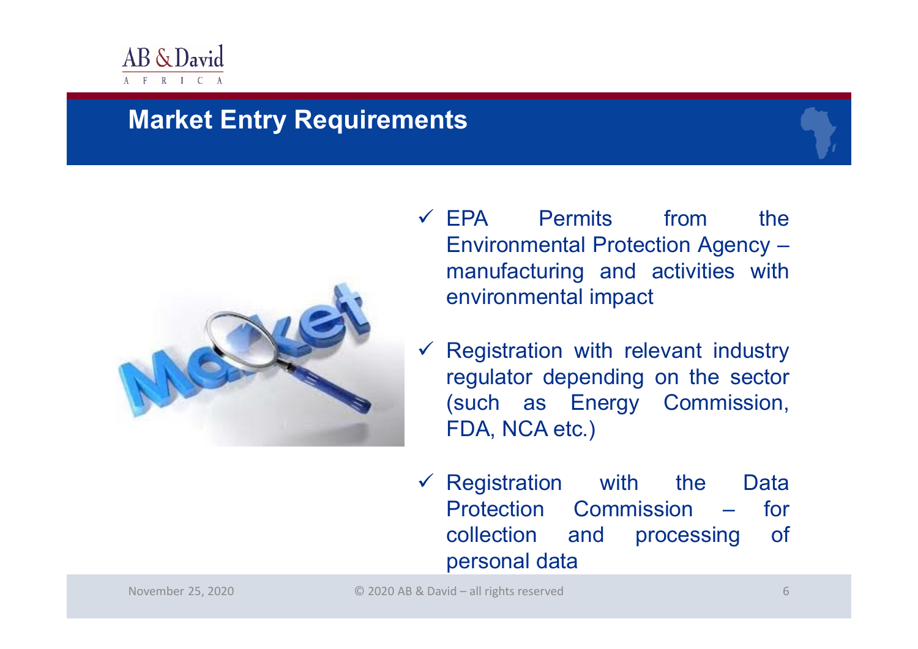## Market Entry Requirements

- ✓ EPA Permits from the Environmental Protection Agency – manufacturing and activities with environmental impact
- ✓ Registration with relevant industry regulator depending on the sector (such as Energy Commission, FDA, NCA etc.)
- ✓ Registration with the Data Protection Commission – for collection and processing of personal data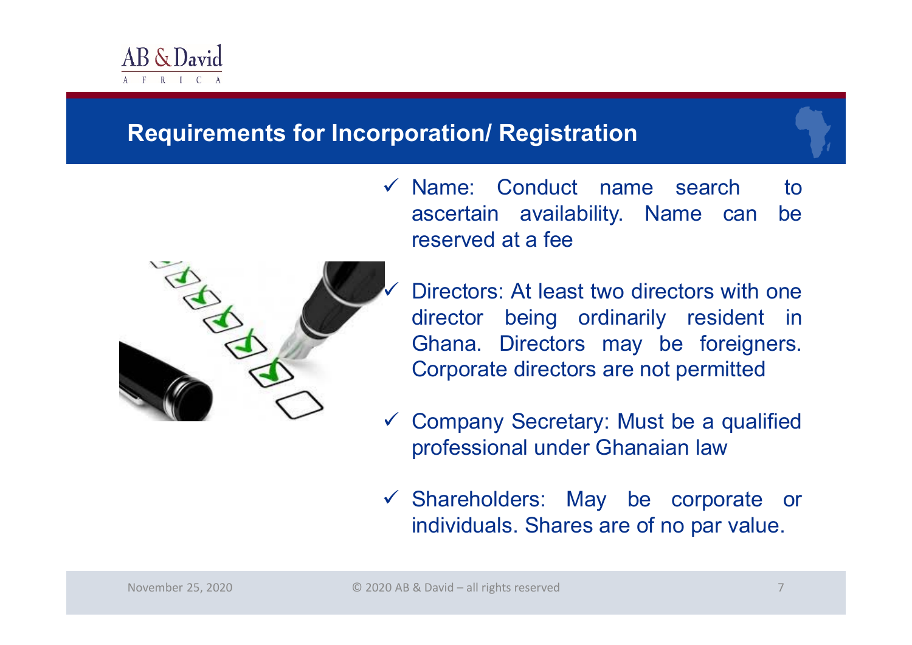## Requirements for Incorporation/ Registration

- ✓ Name: Conduct name search to ascertain availability. Name can be reserved at a fee
- ✓ Directors: At least two directors with one director being ordinarily resident in Ghana. Directors may be foreigners. Corporate directors are not permitted
- ✓ Company Secretary: Must be a qualified professional under Ghanaian law
- ✓ Shareholders: May be corporate or individuals. Shares are of no par value.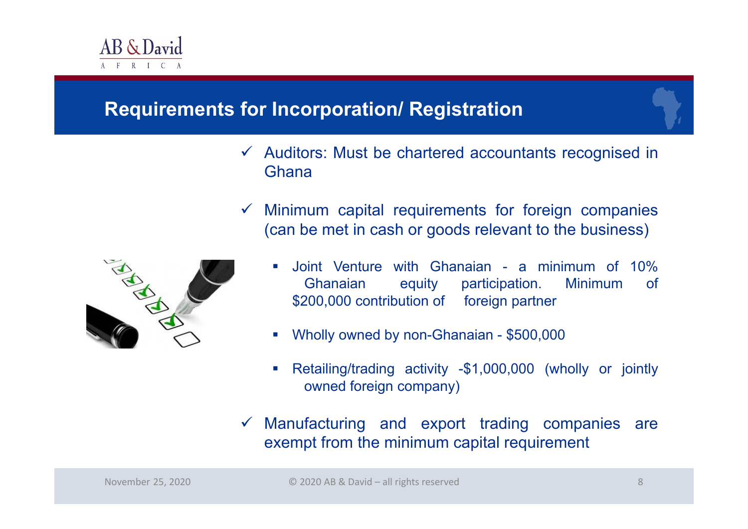## Requirements for Incorporation/ Registration

- ✓ Auditors: Must be chartered accountants recognised in Ghana
- ✓ Minimum capital requirements for foreign companies (can be met in cash or goods relevant to the business)
  - Joint Venture with Ghanaian - a minimum of 10% Ghanaian equity participation. Minimum of $200,000 contribution of foreign partner
  - Wholly owned by non-Ghanaian - $500,000
  - Retailing/trading activity -$1,000,000 (wholly or jointly owned foreign company)
- ✓ Manufacturing and export trading companies are exempt from the minimum capital requirement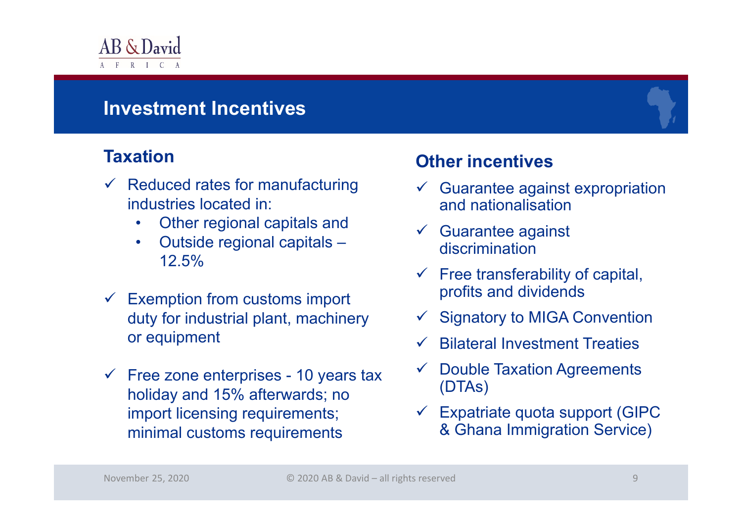## Investment Incentives

### Taxation

- ✓ Reduced rates for manufacturing industries located in:
  - Other regional capitals and
  - Outside regional capitals – 12.5%
- ✓ Exemption from customs import duty for industrial plant, machinery or equipment
- ✓ Free zone enterprises - 10 years tax holiday and 15% afterwards; no import licensing requirements; minimal customs requirements

### Other incentives

- ✓ Guarantee against expropriation and nationalisation
- ✓ Guarantee against discrimination
- ✓ Free transferability of capital, profits and dividends
- ✓ Signatory to MIGA Convention
- ✓ Bilateral Investment Treaties
- ✓ Double Taxation Agreements (DTAs)
- ✓ Expatriate quota support (GIPC & Ghana Immigration Service)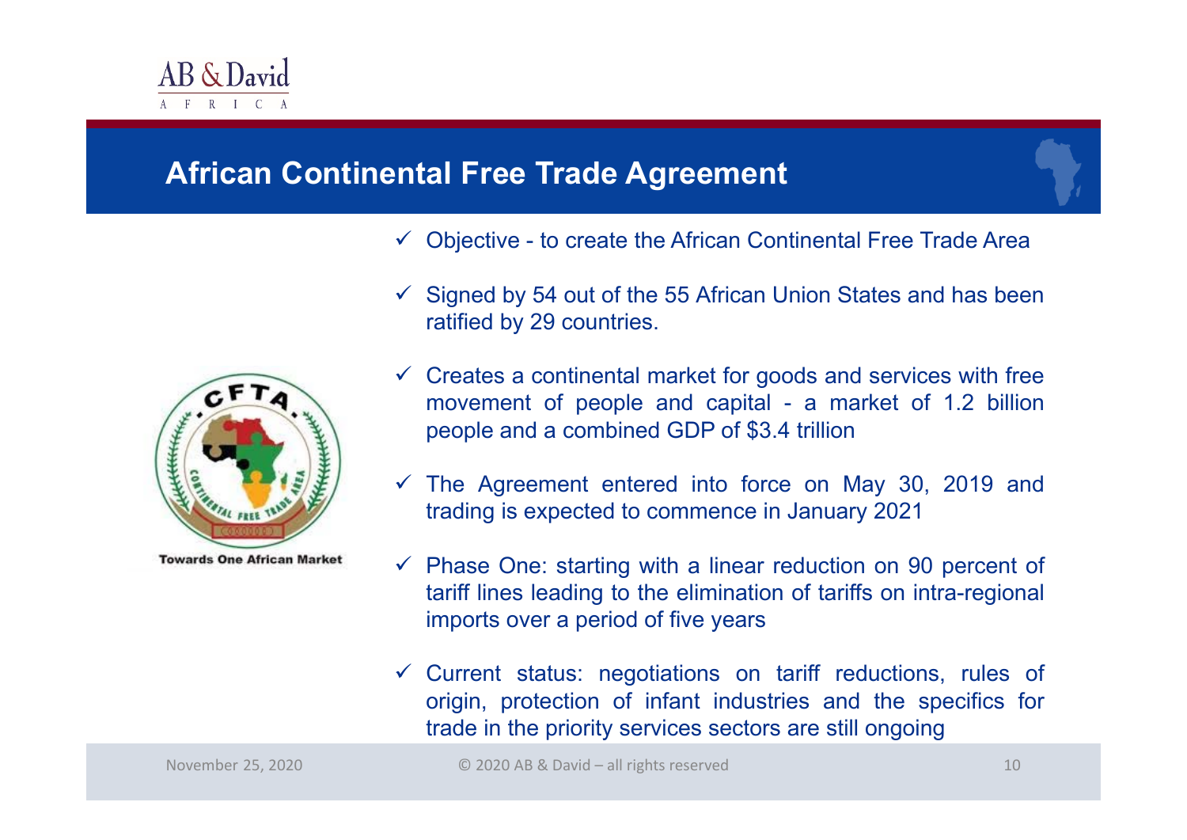## African Continental Free Trade Agreement

- ✓ Objective - to create the African Continental Free Trade Area
- ✓ Signed by 54 out of the 55 African Union States and has been ratified by 29 countries.
- ✓ Creates a continental market for goods and services with free movement of people and capital - a market of 1.2 billion people and a combined GDP of $3.4 trillion
- ✓ The Agreement entered into force on May 30, 2019 and trading is expected to commence in January 2021
- ✓ Phase One: starting with a linear reduction on 90 percent of tariff lines leading to the elimination of tariffs on intra-regional imports over a period of five years
- ✓ Current status: negotiations on tariff reductions, rules of origin, protection of infant industries and the specifics for trade in the priority services sectors are still ongoing

Towards One African Market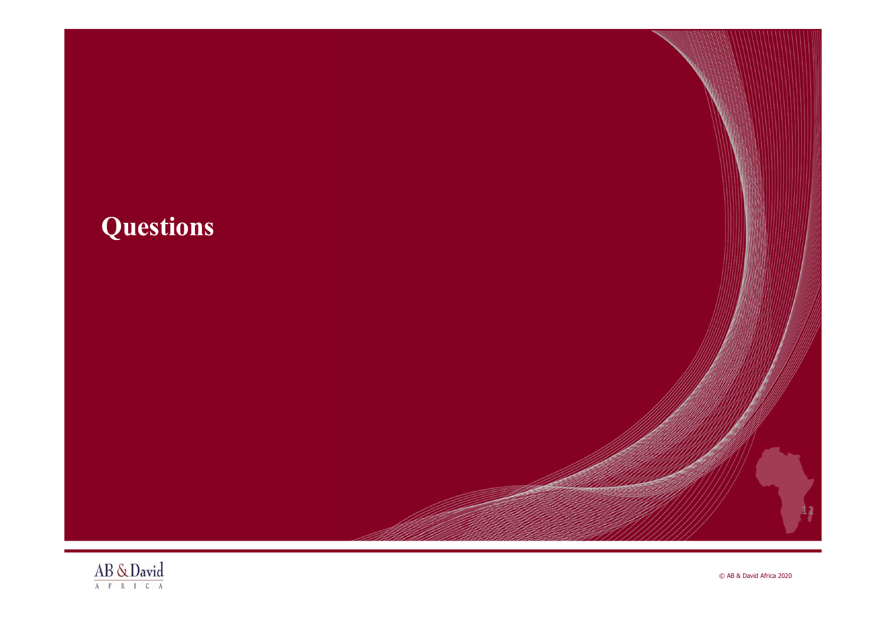# Questions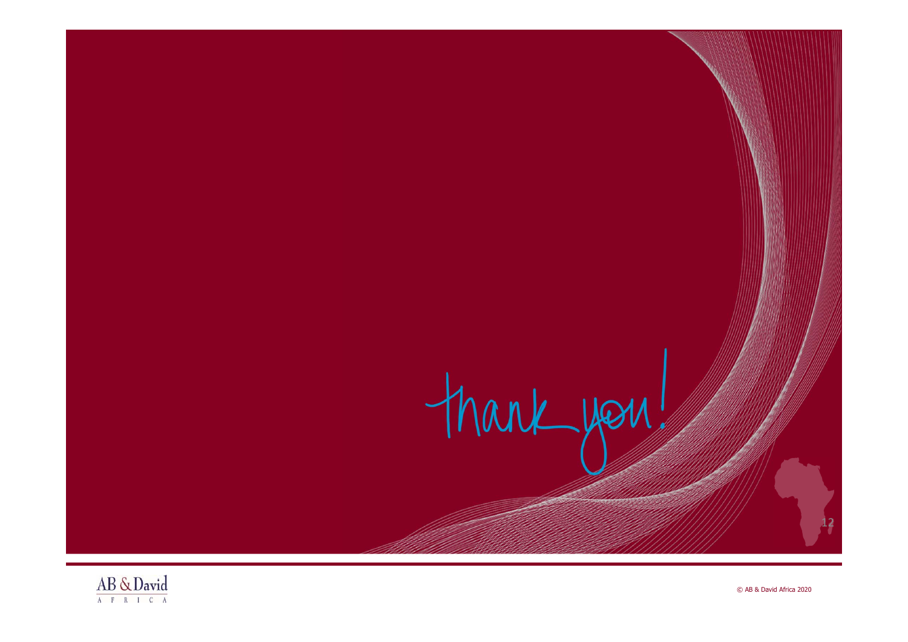thank you!